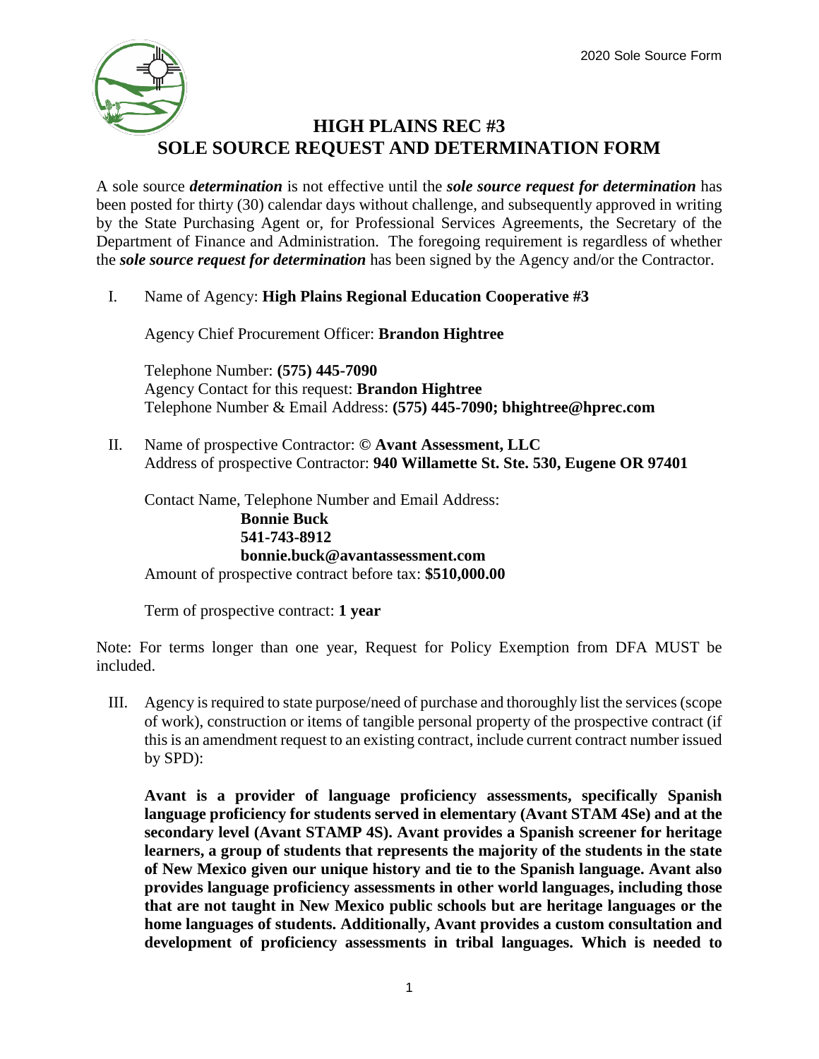# HIGH PLAINS REC #3
# SOLE SOURCE REQUEST AND DETERMINATION FORM

A sole source ***determination*** is not effective until the ***sole source request for determination*** has been posted for thirty (30) calendar days without challenge, and subsequently approved in writing by the State Purchasing Agent or, for Professional Services Agreements, the Secretary of the Department of Finance and Administration. The foregoing requirement is regardless of whether the ***sole source request for determination*** has been signed by the Agency and/or the Contractor.

I. Name of Agency: **High Plains Regional Education Cooperative #3**

Agency Chief Procurement Officer: **Brandon Hightree**

Telephone Number: **(575) 445-7090**
Agency Contact for this request: **Brandon Hightree**
Telephone Number & Email Address: **(575) 445-7090; bhightree@hprec.com**

II. Name of prospective Contractor: **© Avant Assessment, LLC**
Address of prospective Contractor: **940 Willamette St. Ste. 530, Eugene OR 97401**

Contact Name, Telephone Number and Email Address:
**Bonnie Buck**
**541-743-8912**
**bonnie.buck@avantassessment.com**
Amount of prospective contract before tax: **$510,000.00**

Term of prospective contract: **1 year**

Note: For terms longer than one year, Request for Policy Exemption from DFA MUST be included.

III. Agency is required to state purpose/need of purchase and thoroughly list the services (scope of work), construction or items of tangible personal property of the prospective contract (if this is an amendment request to an existing contract, include current contract number issued by SPD):

**Avant is a provider of language proficiency assessments, specifically Spanish language proficiency for students served in elementary (Avant STAM 4Se) and at the secondary level (Avant STAMP 4S). Avant provides a Spanish screener for heritage learners, a group of students that represents the majority of the students in the state of New Mexico given our unique history and tie to the Spanish language. Avant also provides language proficiency assessments in other world languages, including those that are not taught in New Mexico public schools but are heritage languages or the home languages of students. Additionally, Avant provides a custom consultation and development of proficiency assessments in tribal languages. Which is needed to**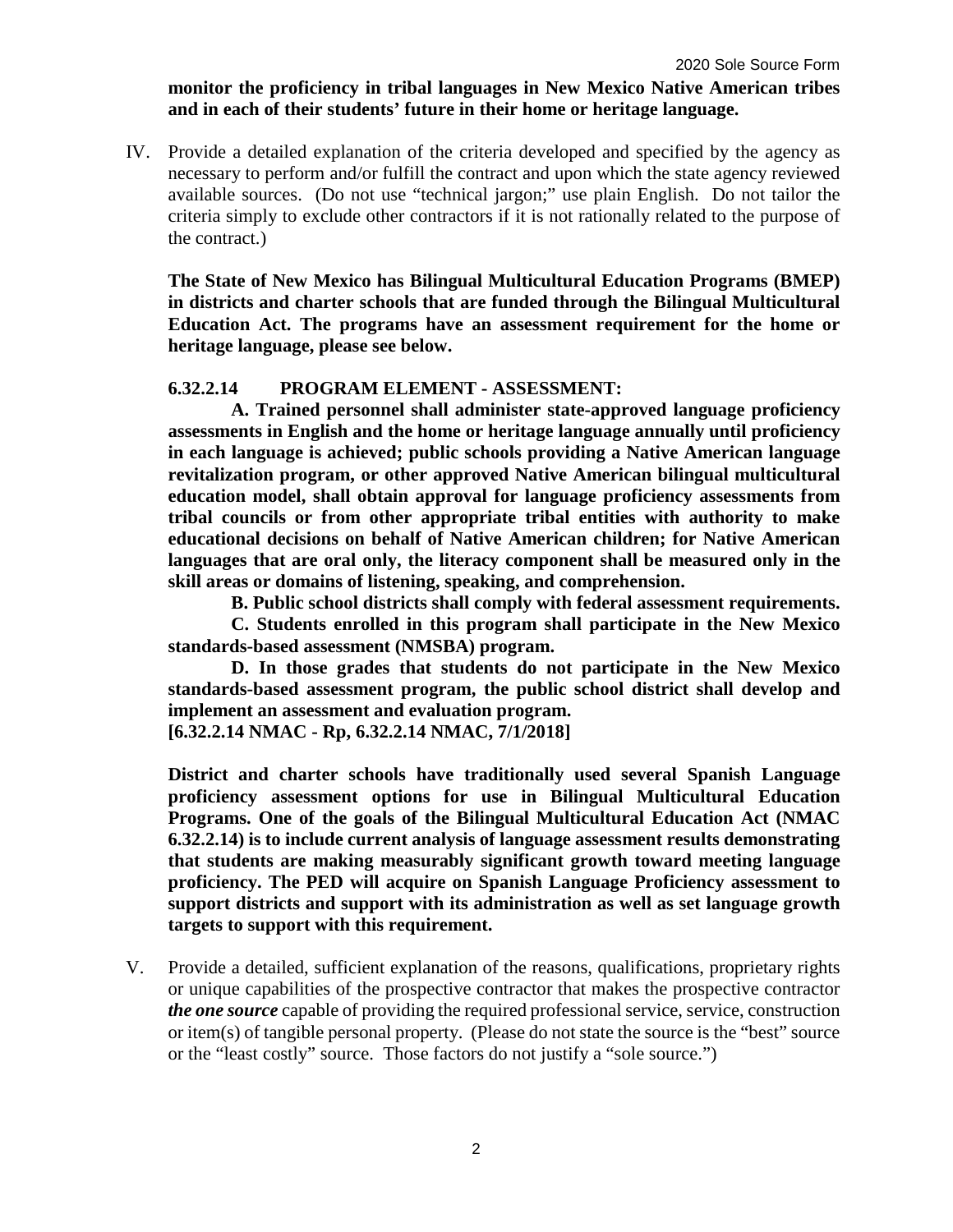**monitor the proficiency in tribal languages in New Mexico Native American tribes and in each of their students' future in their home or heritage language.**

IV. Provide a detailed explanation of the criteria developed and specified by the agency as necessary to perform and/or fulfill the contract and upon which the state agency reviewed available sources. (Do not use "technical jargon;" use plain English. Do not tailor the criteria simply to exclude other contractors if it is not rationally related to the purpose of the contract.)

**The State of New Mexico has Bilingual Multicultural Education Programs (BMEP) in districts and charter schools that are funded through the Bilingual Multicultural Education Act. The programs have an assessment requirement for the home or heritage language, please see below.**

**6.32.2.14 PROGRAM ELEMENT - ASSESSMENT:**

**A. Trained personnel shall administer state-approved language proficiency assessments in English and the home or heritage language annually until proficiency in each language is achieved; public schools providing a Native American language revitalization program, or other approved Native American bilingual multicultural education model, shall obtain approval for language proficiency assessments from tribal councils or from other appropriate tribal entities with authority to make educational decisions on behalf of Native American children; for Native American languages that are oral only, the literacy component shall be measured only in the skill areas or domains of listening, speaking, and comprehension.**

**B. Public school districts shall comply with federal assessment requirements.**

**C. Students enrolled in this program shall participate in the New Mexico standards-based assessment (NMSBA) program.**

**D. In those grades that students do not participate in the New Mexico standards-based assessment program, the public school district shall develop and implement an assessment and evaluation program.**

**[6.32.2.14 NMAC - Rp, 6.32.2.14 NMAC, 7/1/2018]**

**District and charter schools have traditionally used several Spanish Language proficiency assessment options for use in Bilingual Multicultural Education Programs. One of the goals of the Bilingual Multicultural Education Act (NMAC 6.32.2.14) is to include current analysis of language assessment results demonstrating that students are making measurably significant growth toward meeting language proficiency. The PED will acquire on Spanish Language Proficiency assessment to support districts and support with its administration as well as set language growth targets to support with this requirement.**

V. Provide a detailed, sufficient explanation of the reasons, qualifications, proprietary rights or unique capabilities of the prospective contractor that makes the prospective contractor ***the one source*** capable of providing the required professional service, service, construction or item(s) of tangible personal property. (Please do not state the source is the "best" source or the "least costly" source. Those factors do not justify a "sole source.")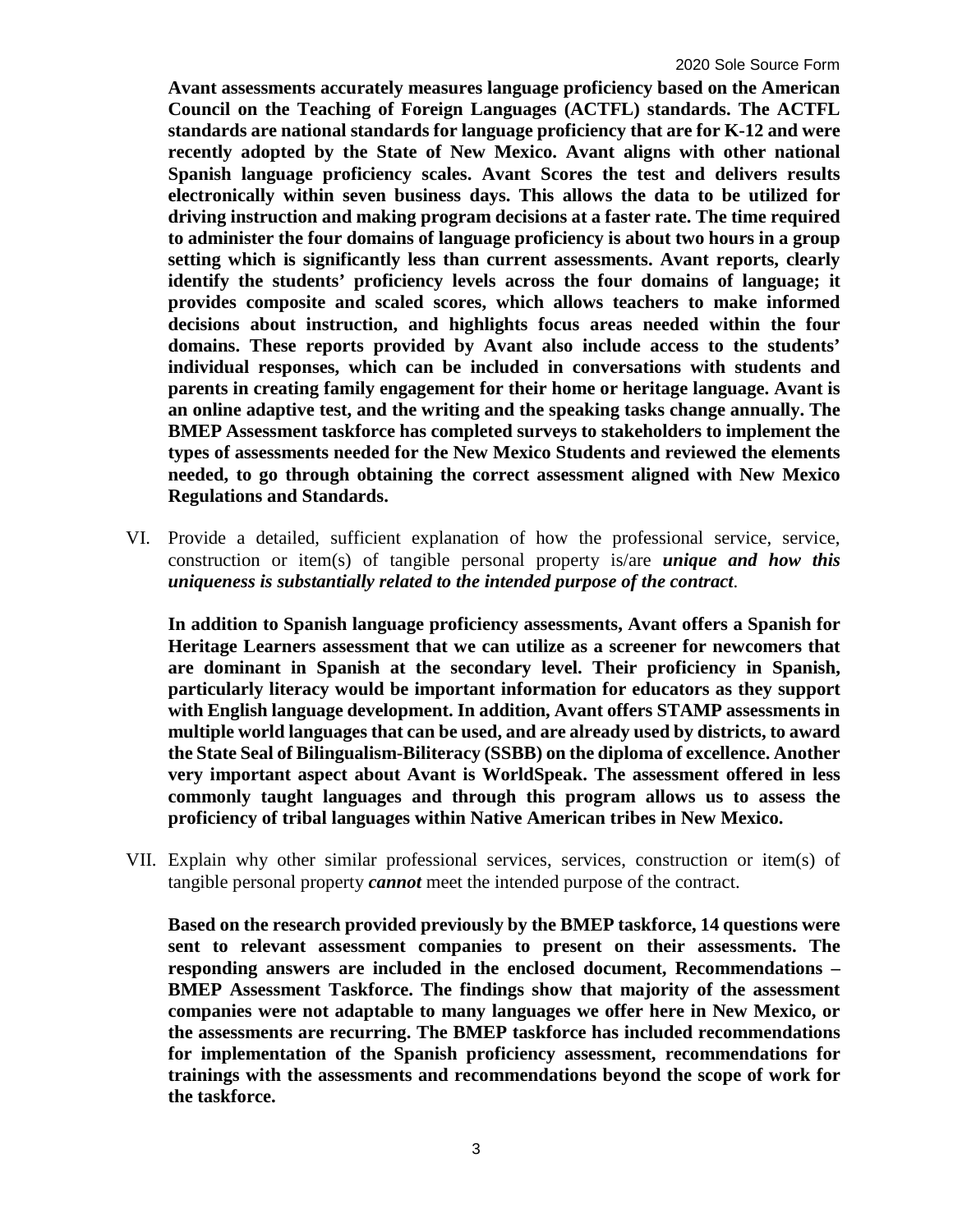**Avant assessments accurately measures language proficiency based on the American Council on the Teaching of Foreign Languages (ACTFL) standards. The ACTFL standards are national standards for language proficiency that are for K-12 and were recently adopted by the State of New Mexico. Avant aligns with other national Spanish language proficiency scales. Avant Scores the test and delivers results electronically within seven business days. This allows the data to be utilized for driving instruction and making program decisions at a faster rate. The time required to administer the four domains of language proficiency is about two hours in a group setting which is significantly less than current assessments. Avant reports, clearly identify the students' proficiency levels across the four domains of language; it provides composite and scaled scores, which allows teachers to make informed decisions about instruction, and highlights focus areas needed within the four domains. These reports provided by Avant also include access to the students' individual responses, which can be included in conversations with students and parents in creating family engagement for their home or heritage language. Avant is an online adaptive test, and the writing and the speaking tasks change annually. The BMEP Assessment taskforce has completed surveys to stakeholders to implement the types of assessments needed for the New Mexico Students and reviewed the elements needed, to go through obtaining the correct assessment aligned with New Mexico Regulations and Standards.**

VI. Provide a detailed, sufficient explanation of how the professional service, service, construction or item(s) of tangible personal property is/are ***unique and how this uniqueness is substantially related to the intended purpose of the contract***.

**In addition to Spanish language proficiency assessments, Avant offers a Spanish for Heritage Learners assessment that we can utilize as a screener for newcomers that are dominant in Spanish at the secondary level. Their proficiency in Spanish, particularly literacy would be important information for educators as they support with English language development. In addition, Avant offers STAMP assessments in multiple world languages that can be used, and are already used by districts, to award the State Seal of Bilingualism-Biliteracy (SSBB) on the diploma of excellence. Another very important aspect about Avant is WorldSpeak. The assessment offered in less commonly taught languages and through this program allows us to assess the proficiency of tribal languages within Native American tribes in New Mexico.**

VII. Explain why other similar professional services, services, construction or item(s) of tangible personal property ***cannot*** meet the intended purpose of the contract.

**Based on the research provided previously by the BMEP taskforce, 14 questions were sent to relevant assessment companies to present on their assessments. The responding answers are included in the enclosed document, Recommendations – BMEP Assessment Taskforce. The findings show that majority of the assessment companies were not adaptable to many languages we offer here in New Mexico, or the assessments are recurring. The BMEP taskforce has included recommendations for implementation of the Spanish proficiency assessment, recommendations for trainings with the assessments and recommendations beyond the scope of work for the taskforce.**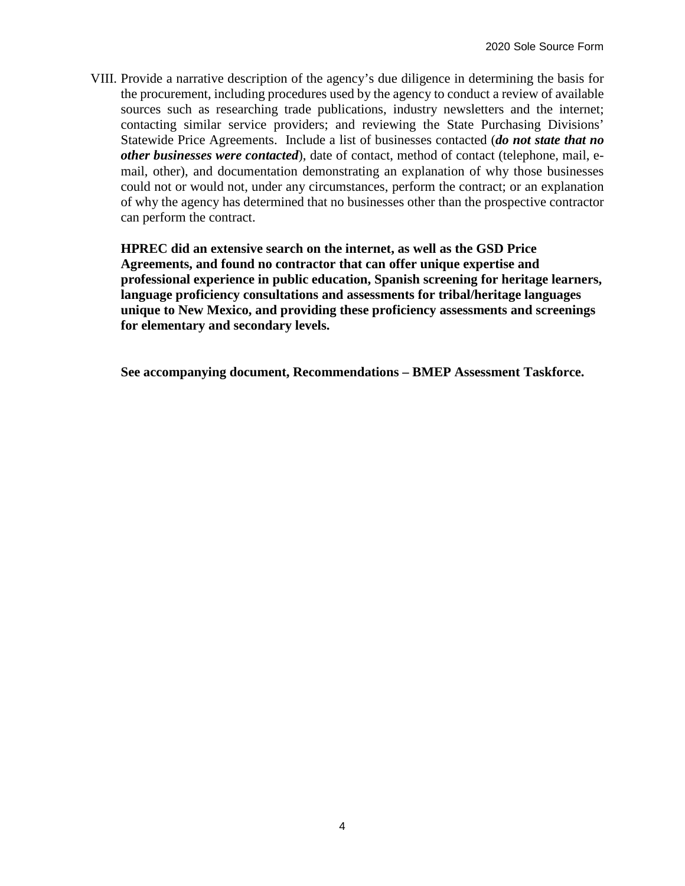VIII. Provide a narrative description of the agency's due diligence in determining the basis for the procurement, including procedures used by the agency to conduct a review of available sources such as researching trade publications, industry newsletters and the internet; contacting similar service providers; and reviewing the State Purchasing Divisions' Statewide Price Agreements. Include a list of businesses contacted (***do not state that no other businesses were contacted***), date of contact, method of contact (telephone, mail, e-mail, other), and documentation demonstrating an explanation of why those businesses could not or would not, under any circumstances, perform the contract; or an explanation of why the agency has determined that no businesses other than the prospective contractor can perform the contract.

**HPREC did an extensive search on the internet, as well as the GSD Price Agreements, and found no contractor that can offer unique expertise and professional experience in public education, Spanish screening for heritage learners, language proficiency consultations and assessments for tribal/heritage languages unique to New Mexico, and providing these proficiency assessments and screenings for elementary and secondary levels.**

**See accompanying document, Recommendations – BMEP Assessment Taskforce.**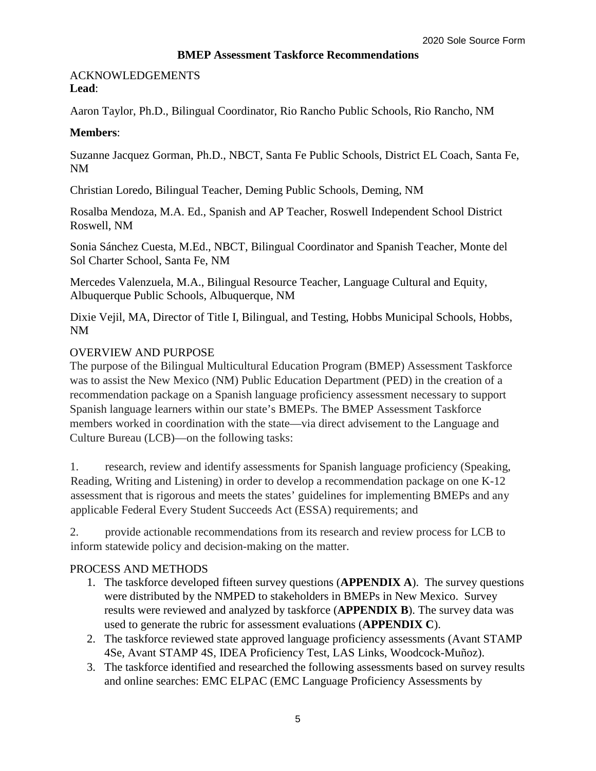## BMEP Assessment Taskforce Recommendations

ACKNOWLEDGEMENTS

**Lead**:

Aaron Taylor, Ph.D., Bilingual Coordinator, Rio Rancho Public Schools, Rio Rancho, NM

**Members**:

Suzanne Jacquez Gorman, Ph.D., NBCT, Santa Fe Public Schools, District EL Coach, Santa Fe, NM

Christian Loredo, Bilingual Teacher, Deming Public Schools, Deming, NM

Rosalba Mendoza, M.A. Ed., Spanish and AP Teacher, Roswell Independent School District Roswell, NM

Sonia Sánchez Cuesta, M.Ed., NBCT, Bilingual Coordinator and Spanish Teacher, Monte del Sol Charter School, Santa Fe, NM

Mercedes Valenzuela, M.A., Bilingual Resource Teacher, Language Cultural and Equity, Albuquerque Public Schools, Albuquerque, NM

Dixie Vejil, MA, Director of Title I, Bilingual, and Testing, Hobbs Municipal Schools, Hobbs, NM

OVERVIEW AND PURPOSE

The purpose of the Bilingual Multicultural Education Program (BMEP) Assessment Taskforce was to assist the New Mexico (NM) Public Education Department (PED) in the creation of a recommendation package on a Spanish language proficiency assessment necessary to support Spanish language learners within our state's BMEPs. The BMEP Assessment Taskforce members worked in coordination with the state—via direct advisement to the Language and Culture Bureau (LCB)—on the following tasks:

1. research, review and identify assessments for Spanish language proficiency (Speaking, Reading, Writing and Listening) in order to develop a recommendation package on one K-12 assessment that is rigorous and meets the states' guidelines for implementing BMEPs and any applicable Federal Every Student Succeeds Act (ESSA) requirements; and

2. provide actionable recommendations from its research and review process for LCB to inform statewide policy and decision-making on the matter.

PROCESS AND METHODS

1. The taskforce developed fifteen survey questions (**APPENDIX A**). The survey questions were distributed by the NMPED to stakeholders in BMEPs in New Mexico. Survey results were reviewed and analyzed by taskforce (**APPENDIX B**). The survey data was used to generate the rubric for assessment evaluations (**APPENDIX C**).
2. The taskforce reviewed state approved language proficiency assessments (Avant STAMP 4Se, Avant STAMP 4S, IDEA Proficiency Test, LAS Links, Woodcock-Muñoz).
3. The taskforce identified and researched the following assessments based on survey results and online searches: EMC ELPAC (EMC Language Proficiency Assessments by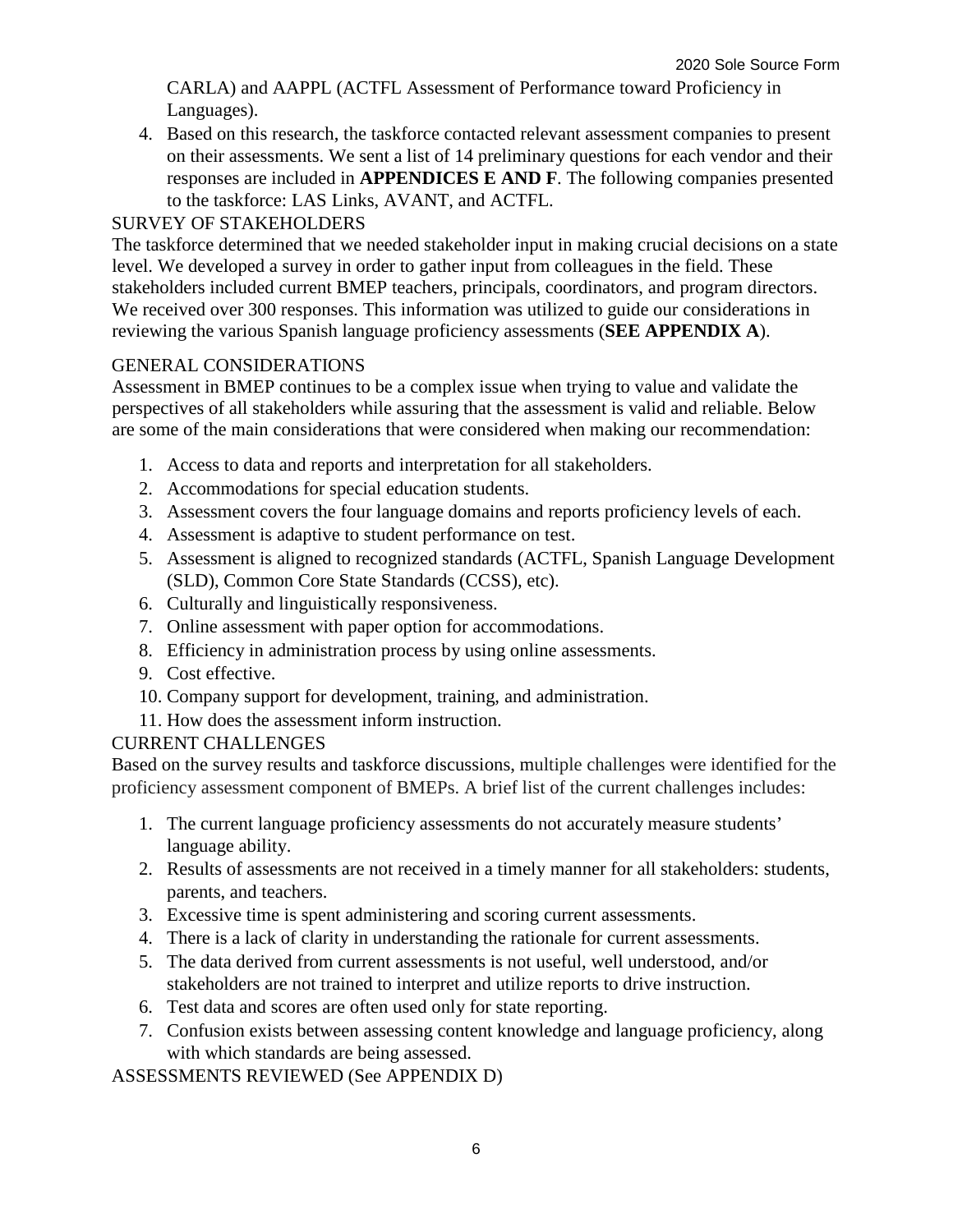CARLA) and AAPPL (ACTFL Assessment of Performance toward Proficiency in Languages).

4. Based on this research, the taskforce contacted relevant assessment companies to present on their assessments. We sent a list of 14 preliminary questions for each vendor and their responses are included in **APPENDICES E AND F**. The following companies presented to the taskforce: LAS Links, AVANT, and ACTFL.

## SURVEY OF STAKEHOLDERS

The taskforce determined that we needed stakeholder input in making crucial decisions on a state level. We developed a survey in order to gather input from colleagues in the field. These stakeholders included current BMEP teachers, principals, coordinators, and program directors. We received over 300 responses. This information was utilized to guide our considerations in reviewing the various Spanish language proficiency assessments (**SEE APPENDIX A**).

## GENERAL CONSIDERATIONS

Assessment in BMEP continues to be a complex issue when trying to value and validate the perspectives of all stakeholders while assuring that the assessment is valid and reliable. Below are some of the main considerations that were considered when making our recommendation:

1. Access to data and reports and interpretation for all stakeholders.
2. Accommodations for special education students.
3. Assessment covers the four language domains and reports proficiency levels of each.
4. Assessment is adaptive to student performance on test.
5. Assessment is aligned to recognized standards (ACTFL, Spanish Language Development (SLD), Common Core State Standards (CCSS), etc).
6. Culturally and linguistically responsiveness.
7. Online assessment with paper option for accommodations.
8. Efficiency in administration process by using online assessments.
9. Cost effective.
10. Company support for development, training, and administration.
11. How does the assessment inform instruction.

## CURRENT CHALLENGES

Based on the survey results and taskforce discussions, multiple challenges were identified for the proficiency assessment component of BMEPs. A brief list of the current challenges includes:

1. The current language proficiency assessments do not accurately measure students' language ability.
2. Results of assessments are not received in a timely manner for all stakeholders: students, parents, and teachers.
3. Excessive time is spent administering and scoring current assessments.
4. There is a lack of clarity in understanding the rationale for current assessments.
5. The data derived from current assessments is not useful, well understood, and/or stakeholders are not trained to interpret and utilize reports to drive instruction.
6. Test data and scores are often used only for state reporting.
7. Confusion exists between assessing content knowledge and language proficiency, along with which standards are being assessed.

## ASSESSMENTS REVIEWED (See APPENDIX D)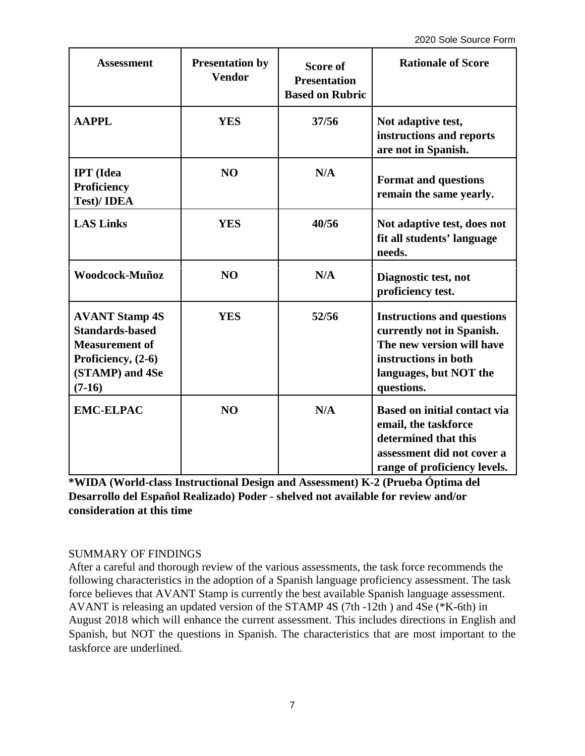| Assessment | Presentation by Vendor | Score of Presentation Based on Rubric | Rationale of Score |
|---|---|---|---|
| **AAPPL** | **YES** | **37/56** | **Not adaptive test, instructions and reports are not in Spanish.** |
| **IPT (Idea Proficiency Test)/ IDEA** | **NO** | **N/A** | **Format and questions remain the same yearly.** |
| **LAS Links** | **YES** | **40/56** | **Not adaptive test, does not fit all students' language needs.** |
| **Woodcock-Muñoz** | **NO** | **N/A** | **Diagnostic test, not proficiency test.** |
| **AVANT Stamp 4S Standards-based Measurement of Proficiency, (2-6) (STAMP) and 4Se (7-16)** | **YES** | **52/56** | **Instructions and questions currently not in Spanish. The new version will have instructions in both languages, but NOT the questions.** |
| **EMC-ELPAC** | **NO** | **N/A** | **Based on initial contact via email, the taskforce determined that this assessment did not cover a range of proficiency levels.** |

**\*WIDA (World-class Instructional Design and Assessment) K-2 (Prueba Óptima del Desarrollo del Español Realizado) Poder - shelved not available for review and/or consideration at this time**

SUMMARY OF FINDINGS

After a careful and thorough review of the various assessments, the task force recommends the following characteristics in the adoption of a Spanish language proficiency assessment. The task force believes that AVANT Stamp is currently the best available Spanish language assessment. AVANT is releasing an updated version of the STAMP 4S (7th -12th ) and 4Se (*K-6th) in August 2018 which will enhance the current assessment. This includes directions in English and Spanish, but NOT the questions in Spanish. The characteristics that are most important to the taskforce are underlined.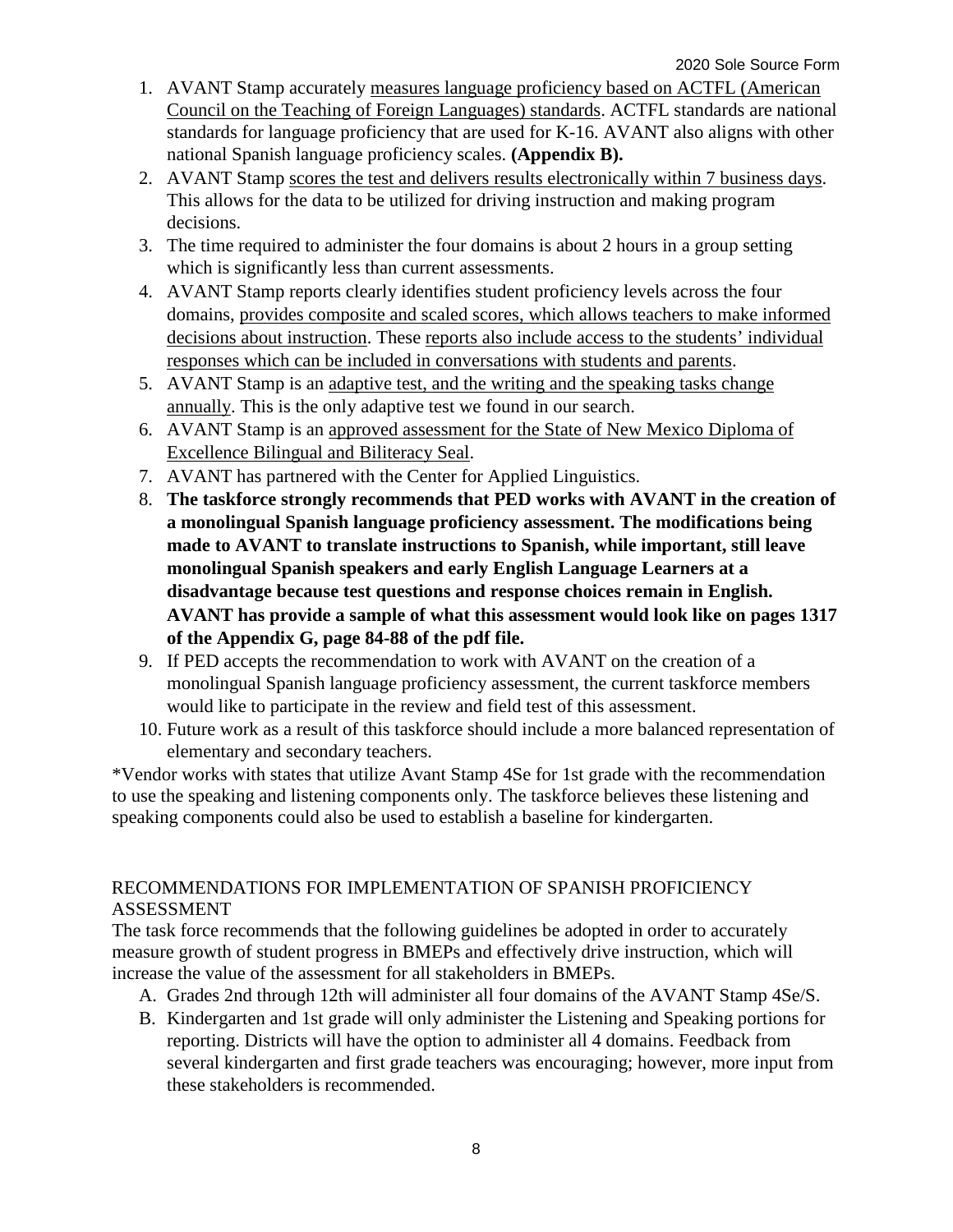1. AVANT Stamp accurately measures language proficiency based on ACTFL (American Council on the Teaching of Foreign Languages) standards. ACTFL standards are national standards for language proficiency that are used for K-16. AVANT also aligns with other national Spanish language proficiency scales. **(Appendix B).**
2. AVANT Stamp scores the test and delivers results electronically within 7 business days. This allows for the data to be utilized for driving instruction and making program decisions.
3. The time required to administer the four domains is about 2 hours in a group setting which is significantly less than current assessments.
4. AVANT Stamp reports clearly identifies student proficiency levels across the four domains, provides composite and scaled scores, which allows teachers to make informed decisions about instruction. These reports also include access to the students' individual responses which can be included in conversations with students and parents.
5. AVANT Stamp is an adaptive test, and the writing and the speaking tasks change annually. This is the only adaptive test we found in our search.
6. AVANT Stamp is an approved assessment for the State of New Mexico Diploma of Excellence Bilingual and Biliteracy Seal.
7. AVANT has partnered with the Center for Applied Linguistics.
8. **The taskforce strongly recommends that PED works with AVANT in the creation of a monolingual Spanish language proficiency assessment. The modifications being made to AVANT to translate instructions to Spanish, while important, still leave monolingual Spanish speakers and early English Language Learners at a disadvantage because test questions and response choices remain in English. AVANT has provide a sample of what this assessment would look like on pages 1317 of the Appendix G, page 84-88 of the pdf file.**
9. If PED accepts the recommendation to work with AVANT on the creation of a monolingual Spanish language proficiency assessment, the current taskforce members would like to participate in the review and field test of this assessment.
10. Future work as a result of this taskforce should include a more balanced representation of elementary and secondary teachers.

*Vendor works with states that utilize Avant Stamp 4Se for 1st grade with the recommendation to use the speaking and listening components only. The taskforce believes these listening and speaking components could also be used to establish a baseline for kindergarten.

## RECOMMENDATIONS FOR IMPLEMENTATION OF SPANISH PROFICIENCY ASSESSMENT

The task force recommends that the following guidelines be adopted in order to accurately measure growth of student progress in BMEPs and effectively drive instruction, which will increase the value of the assessment for all stakeholders in BMEPs.

A. Grades 2nd through 12th will administer all four domains of the AVANT Stamp 4Se/S.
B. Kindergarten and 1st grade will only administer the Listening and Speaking portions for reporting. Districts will have the option to administer all 4 domains. Feedback from several kindergarten and first grade teachers was encouraging; however, more input from these stakeholders is recommended.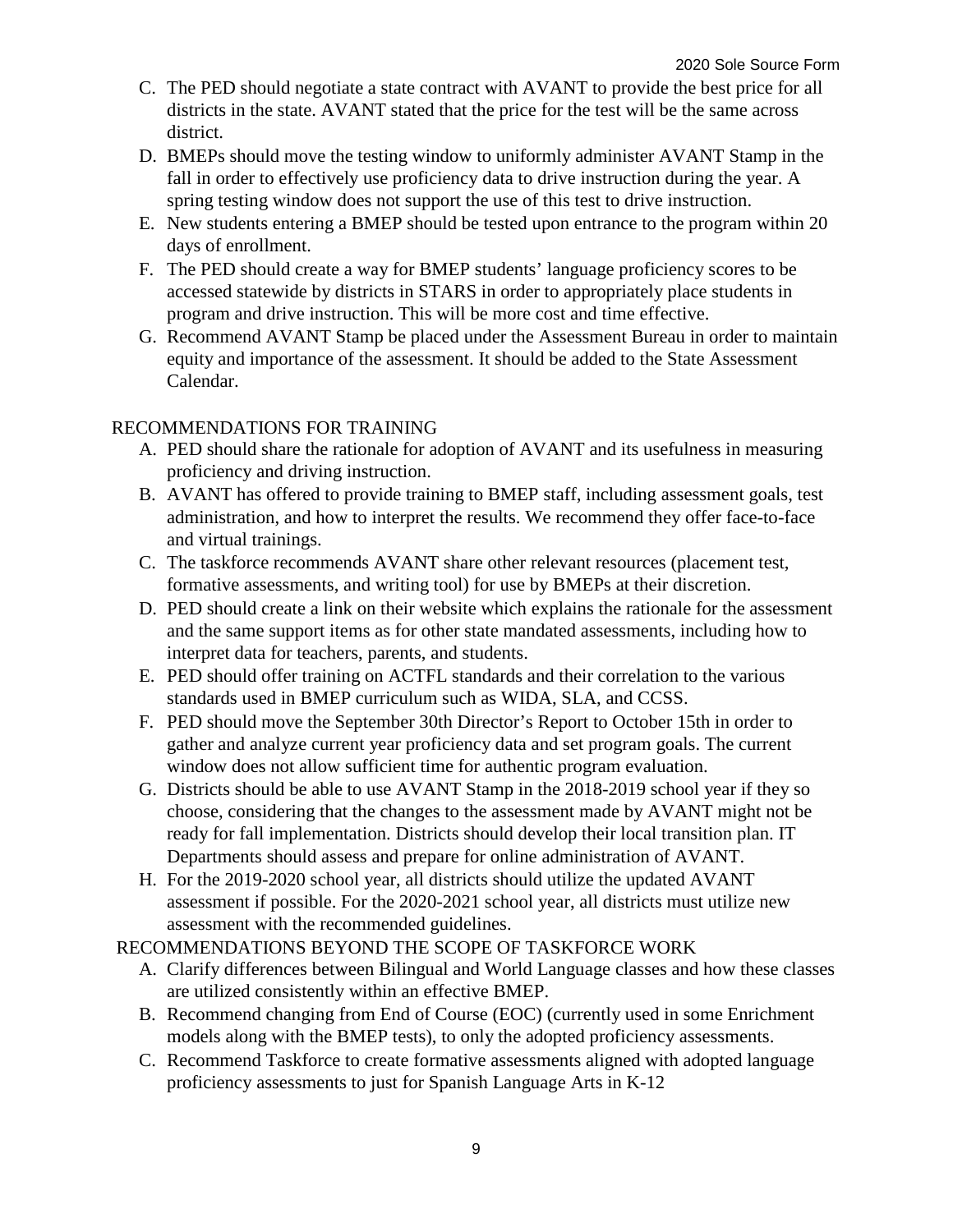C. The PED should negotiate a state contract with AVANT to provide the best price for all districts in the state. AVANT stated that the price for the test will be the same across district.
D. BMEPs should move the testing window to uniformly administer AVANT Stamp in the fall in order to effectively use proficiency data to drive instruction during the year. A spring testing window does not support the use of this test to drive instruction.
E. New students entering a BMEP should be tested upon entrance to the program within 20 days of enrollment.
F. The PED should create a way for BMEP students' language proficiency scores to be accessed statewide by districts in STARS in order to appropriately place students in program and drive instruction. This will be more cost and time effective.
G. Recommend AVANT Stamp be placed under the Assessment Bureau in order to maintain equity and importance of the assessment. It should be added to the State Assessment Calendar.

RECOMMENDATIONS FOR TRAINING

A. PED should share the rationale for adoption of AVANT and its usefulness in measuring proficiency and driving instruction.
B. AVANT has offered to provide training to BMEP staff, including assessment goals, test administration, and how to interpret the results. We recommend they offer face-to-face and virtual trainings.
C. The taskforce recommends AVANT share other relevant resources (placement test, formative assessments, and writing tool) for use by BMEPs at their discretion.
D. PED should create a link on their website which explains the rationale for the assessment and the same support items as for other state mandated assessments, including how to interpret data for teachers, parents, and students.
E. PED should offer training on ACTFL standards and their correlation to the various standards used in BMEP curriculum such as WIDA, SLA, and CCSS.
F. PED should move the September 30th Director's Report to October 15th in order to gather and analyze current year proficiency data and set program goals. The current window does not allow sufficient time for authentic program evaluation.
G. Districts should be able to use AVANT Stamp in the 2018-2019 school year if they so choose, considering that the changes to the assessment made by AVANT might not be ready for fall implementation. Districts should develop their local transition plan. IT Departments should assess and prepare for online administration of AVANT.
H. For the 2019-2020 school year, all districts should utilize the updated AVANT assessment if possible. For the 2020-2021 school year, all districts must utilize new assessment with the recommended guidelines.

RECOMMENDATIONS BEYOND THE SCOPE OF TASKFORCE WORK

A. Clarify differences between Bilingual and World Language classes and how these classes are utilized consistently within an effective BMEP.
B. Recommend changing from End of Course (EOC) (currently used in some Enrichment models along with the BMEP tests), to only the adopted proficiency assessments.
C. Recommend Taskforce to create formative assessments aligned with adopted language proficiency assessments to just for Spanish Language Arts in K-12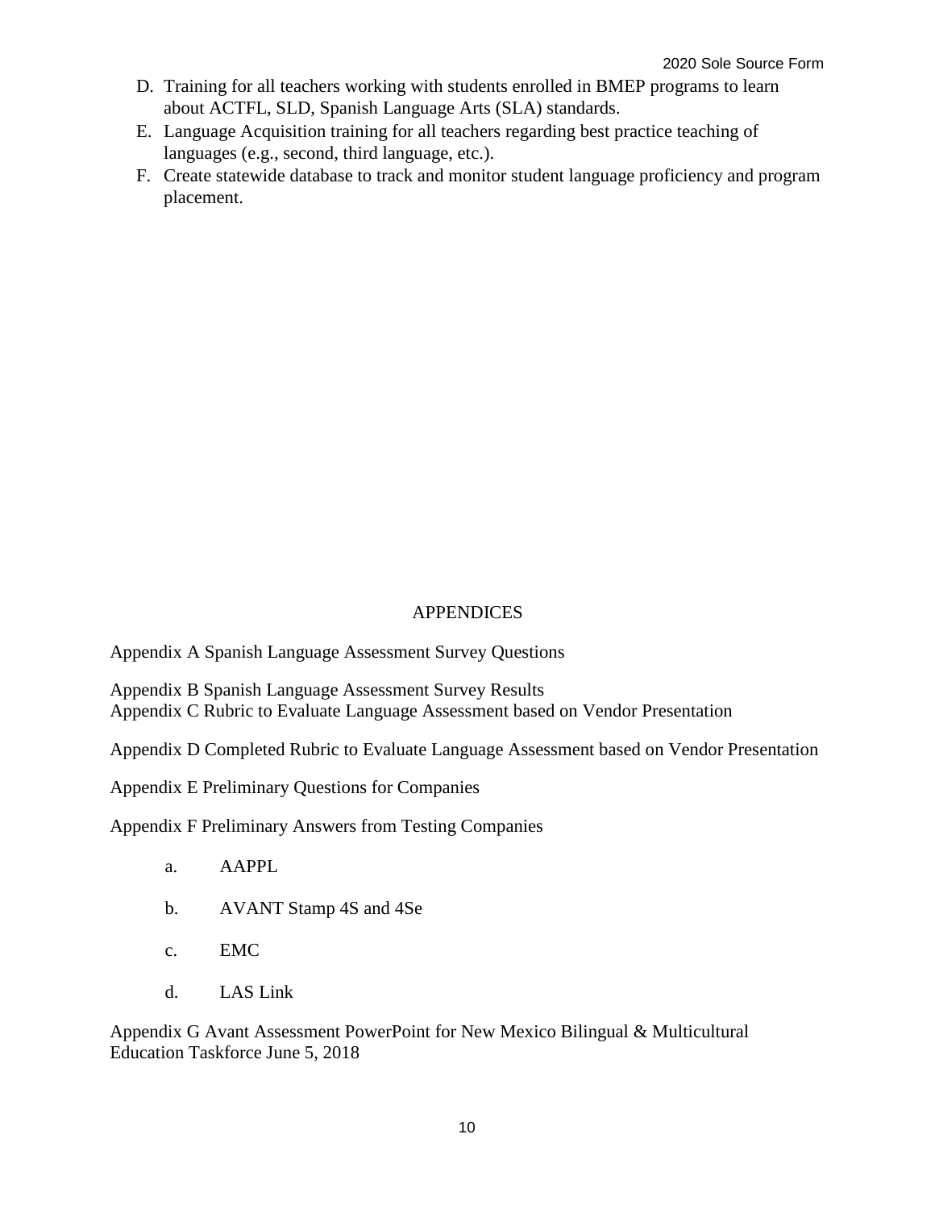D. Training for all teachers working with students enrolled in BMEP programs to learn about ACTFL, SLD, Spanish Language Arts (SLA) standards.
E. Language Acquisition training for all teachers regarding best practice teaching of languages (e.g., second, third language, etc.).
F. Create statewide database to track and monitor student language proficiency and program placement.

## APPENDICES

Appendix A Spanish Language Assessment Survey Questions

Appendix B Spanish Language Assessment Survey Results
Appendix C Rubric to Evaluate Language Assessment based on Vendor Presentation

Appendix D Completed Rubric to Evaluate Language Assessment based on Vendor Presentation

Appendix E Preliminary Questions for Companies

Appendix F Preliminary Answers from Testing Companies

a. AAPPL
b. AVANT Stamp 4S and 4Se
c. EMC
d. LAS Link

Appendix G Avant Assessment PowerPoint for New Mexico Bilingual & Multicultural Education Taskforce June 5, 2018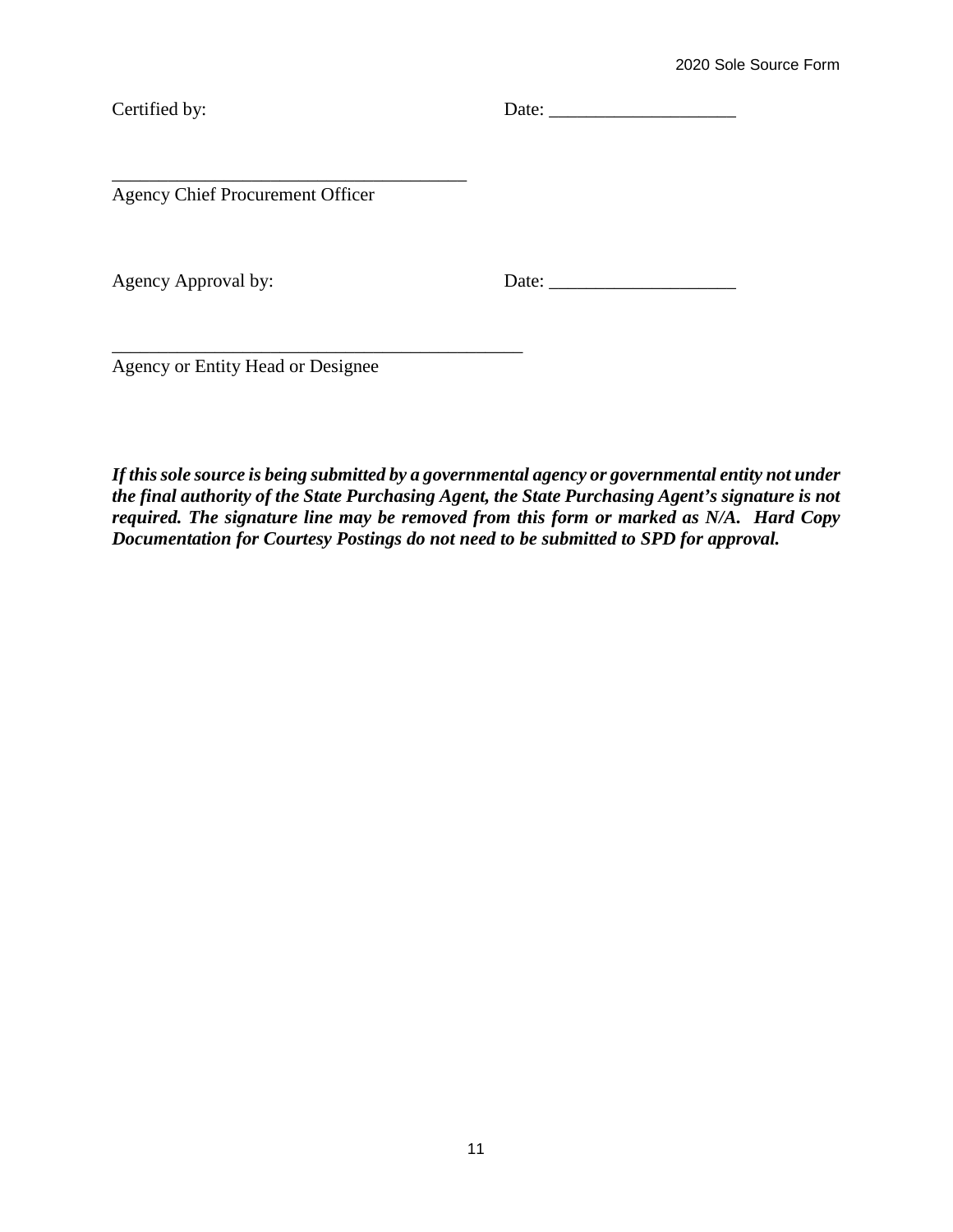Certified by: Date: ____________________

_______________________________________
Agency Chief Procurement Officer

Agency Approval by: Date: ____________________

_____________________________________________
Agency or Entity Head or Designee

***If this sole source is being submitted by a governmental agency or governmental entity not under the final authority of the State Purchasing Agent, the State Purchasing Agent's signature is not required. The signature line may be removed from this form or marked as N/A. Hard Copy Documentation for Courtesy Postings do not need to be submitted to SPD for approval.***